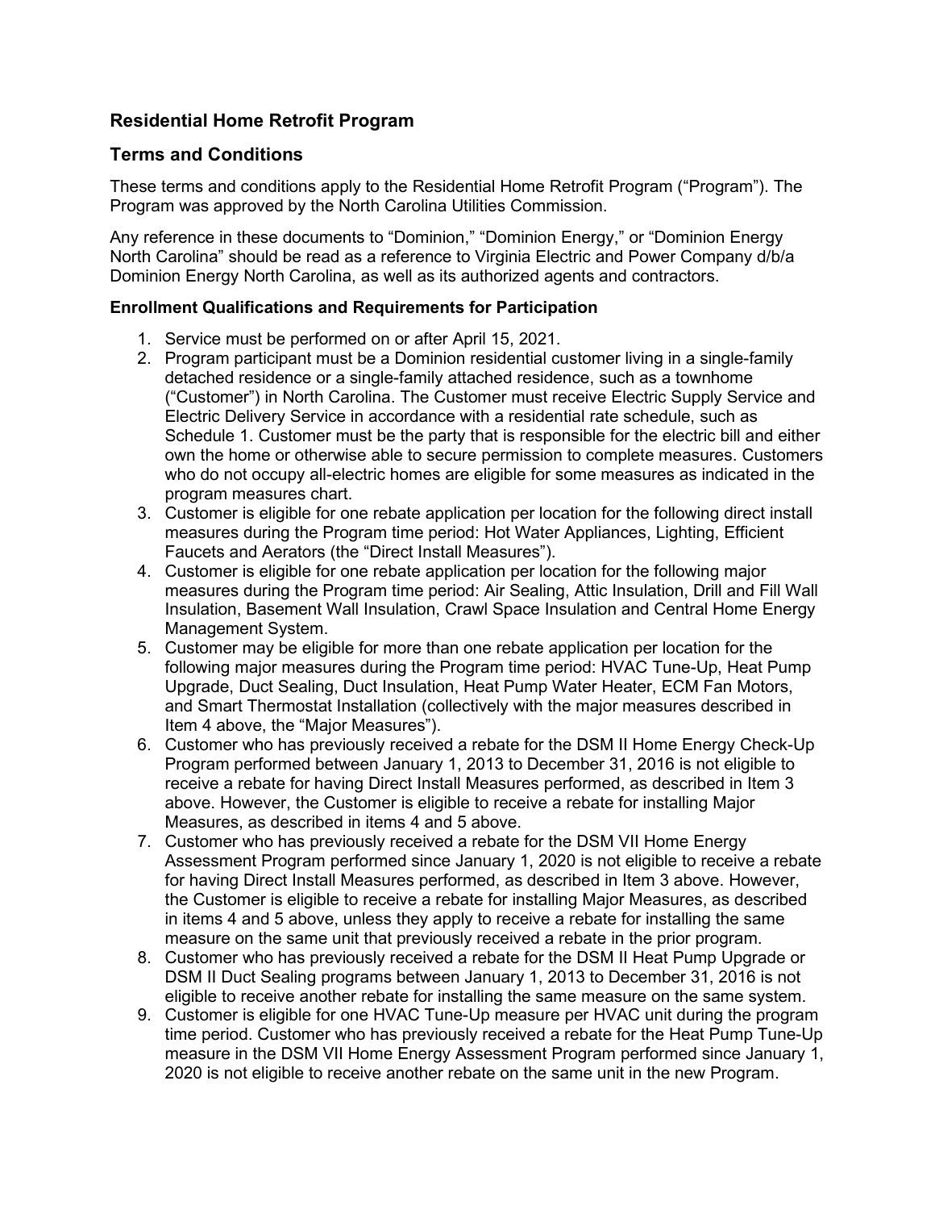## Residential Home Retrofit Program

## Terms and Conditions

These terms and conditions apply to the Residential Home Retrofit Program ("Program"). The Program was approved by the North Carolina Utilities Commission.

Any reference in these documents to "Dominion," "Dominion Energy," or "Dominion Energy North Carolina" should be read as a reference to Virginia Electric and Power Company d/b/a Dominion Energy North Carolina, as well as its authorized agents and contractors.

### Enrollment Qualifications and Requirements for Participation

1. Service must be performed on or after April 15, 2021.
2. Program participant must be a Dominion residential customer living in a single-family detached residence or a single-family attached residence, such as a townhome ("Customer") in North Carolina. The Customer must receive Electric Supply Service and Electric Delivery Service in accordance with a residential rate schedule, such as Schedule 1. Customer must be the party that is responsible for the electric bill and either own the home or otherwise able to secure permission to complete measures. Customers who do not occupy all-electric homes are eligible for some measures as indicated in the program measures chart.
3. Customer is eligible for one rebate application per location for the following direct install measures during the Program time period: Hot Water Appliances, Lighting, Efficient Faucets and Aerators (the "Direct Install Measures").
4. Customer is eligible for one rebate application per location for the following major measures during the Program time period: Air Sealing, Attic Insulation, Drill and Fill Wall Insulation, Basement Wall Insulation, Crawl Space Insulation and Central Home Energy Management System.
5. Customer may be eligible for more than one rebate application per location for the following major measures during the Program time period: HVAC Tune-Up, Heat Pump Upgrade, Duct Sealing, Duct Insulation, Heat Pump Water Heater, ECM Fan Motors, and Smart Thermostat Installation (collectively with the major measures described in Item 4 above, the "Major Measures").
6. Customer who has previously received a rebate for the DSM II Home Energy Check-Up Program performed between January 1, 2013 to December 31, 2016 is not eligible to receive a rebate for having Direct Install Measures performed, as described in Item 3 above. However, the Customer is eligible to receive a rebate for installing Major Measures, as described in items 4 and 5 above.
7. Customer who has previously received a rebate for the DSM VII Home Energy Assessment Program performed since January 1, 2020 is not eligible to receive a rebate for having Direct Install Measures performed, as described in Item 3 above. However, the Customer is eligible to receive a rebate for installing Major Measures, as described in items 4 and 5 above, unless they apply to receive a rebate for installing the same measure on the same unit that previously received a rebate in the prior program.
8. Customer who has previously received a rebate for the DSM II Heat Pump Upgrade or DSM II Duct Sealing programs between January 1, 2013 to December 31, 2016 is not eligible to receive another rebate for installing the same measure on the same system.
9. Customer is eligible for one HVAC Tune-Up measure per HVAC unit during the program time period. Customer who has previously received a rebate for the Heat Pump Tune-Up measure in the DSM VII Home Energy Assessment Program performed since January 1, 2020 is not eligible to receive another rebate on the same unit in the new Program.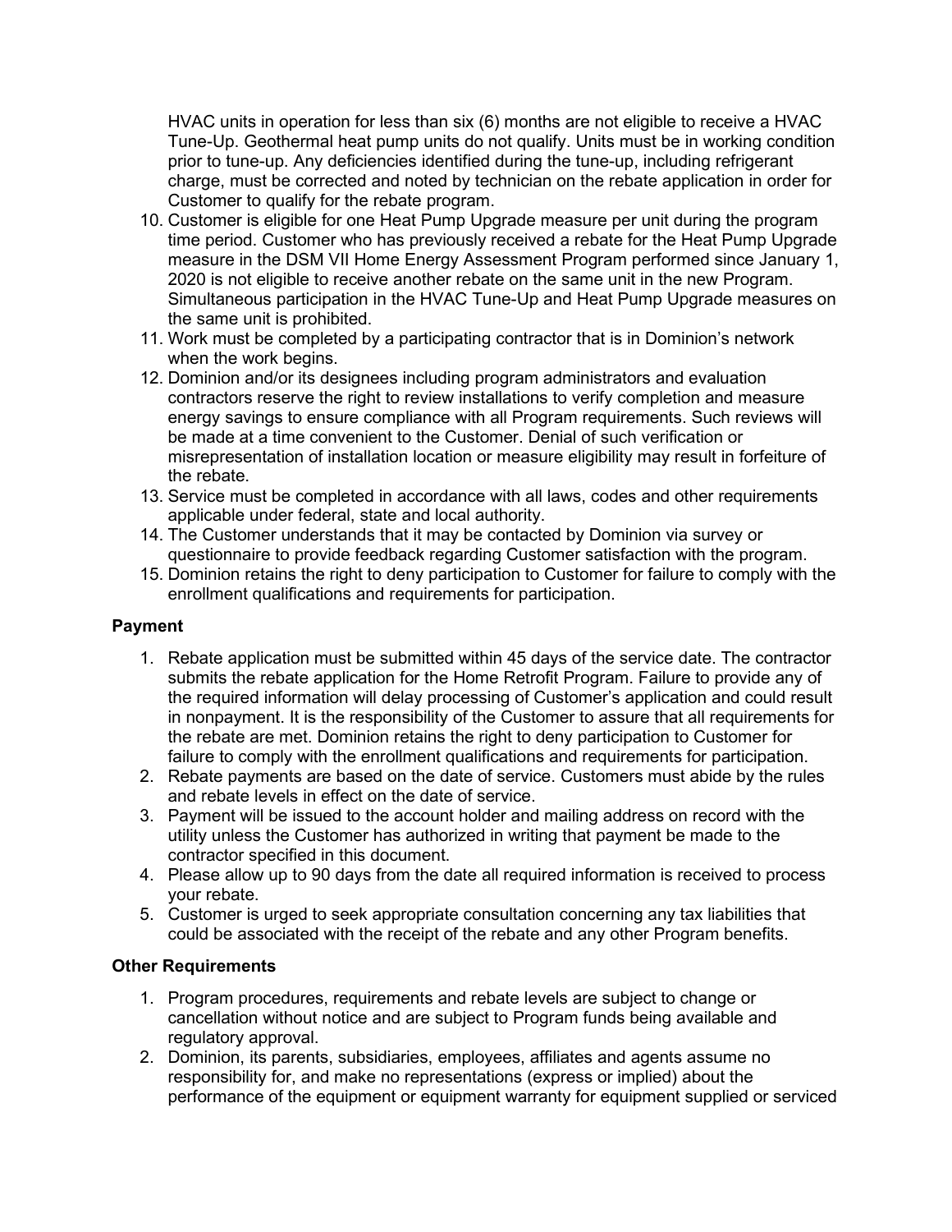HVAC units in operation for less than six (6) months are not eligible to receive a HVAC Tune-Up. Geothermal heat pump units do not qualify. Units must be in working condition prior to tune-up. Any deficiencies identified during the tune-up, including refrigerant charge, must be corrected and noted by technician on the rebate application in order for Customer to qualify for the rebate program.

10. Customer is eligible for one Heat Pump Upgrade measure per unit during the program time period. Customer who has previously received a rebate for the Heat Pump Upgrade measure in the DSM VII Home Energy Assessment Program performed since January 1, 2020 is not eligible to receive another rebate on the same unit in the new Program. Simultaneous participation in the HVAC Tune-Up and Heat Pump Upgrade measures on the same unit is prohibited.
11. Work must be completed by a participating contractor that is in Dominion's network when the work begins.
12. Dominion and/or its designees including program administrators and evaluation contractors reserve the right to review installations to verify completion and measure energy savings to ensure compliance with all Program requirements. Such reviews will be made at a time convenient to the Customer. Denial of such verification or misrepresentation of installation location or measure eligibility may result in forfeiture of the rebate.
13. Service must be completed in accordance with all laws, codes and other requirements applicable under federal, state and local authority.
14. The Customer understands that it may be contacted by Dominion via survey or questionnaire to provide feedback regarding Customer satisfaction with the program.
15. Dominion retains the right to deny participation to Customer for failure to comply with the enrollment qualifications and requirements for participation.

### Payment

1. Rebate application must be submitted within 45 days of the service date. The contractor submits the rebate application for the Home Retrofit Program. Failure to provide any of the required information will delay processing of Customer's application and could result in nonpayment. It is the responsibility of the Customer to assure that all requirements for the rebate are met. Dominion retains the right to deny participation to Customer for failure to comply with the enrollment qualifications and requirements for participation.
2. Rebate payments are based on the date of service. Customers must abide by the rules and rebate levels in effect on the date of service.
3. Payment will be issued to the account holder and mailing address on record with the utility unless the Customer has authorized in writing that payment be made to the contractor specified in this document.
4. Please allow up to 90 days from the date all required information is received to process your rebate.
5. Customer is urged to seek appropriate consultation concerning any tax liabilities that could be associated with the receipt of the rebate and any other Program benefits.

### Other Requirements

1. Program procedures, requirements and rebate levels are subject to change or cancellation without notice and are subject to Program funds being available and regulatory approval.
2. Dominion, its parents, subsidiaries, employees, affiliates and agents assume no responsibility for, and make no representations (express or implied) about the performance of the equipment or equipment warranty for equipment supplied or serviced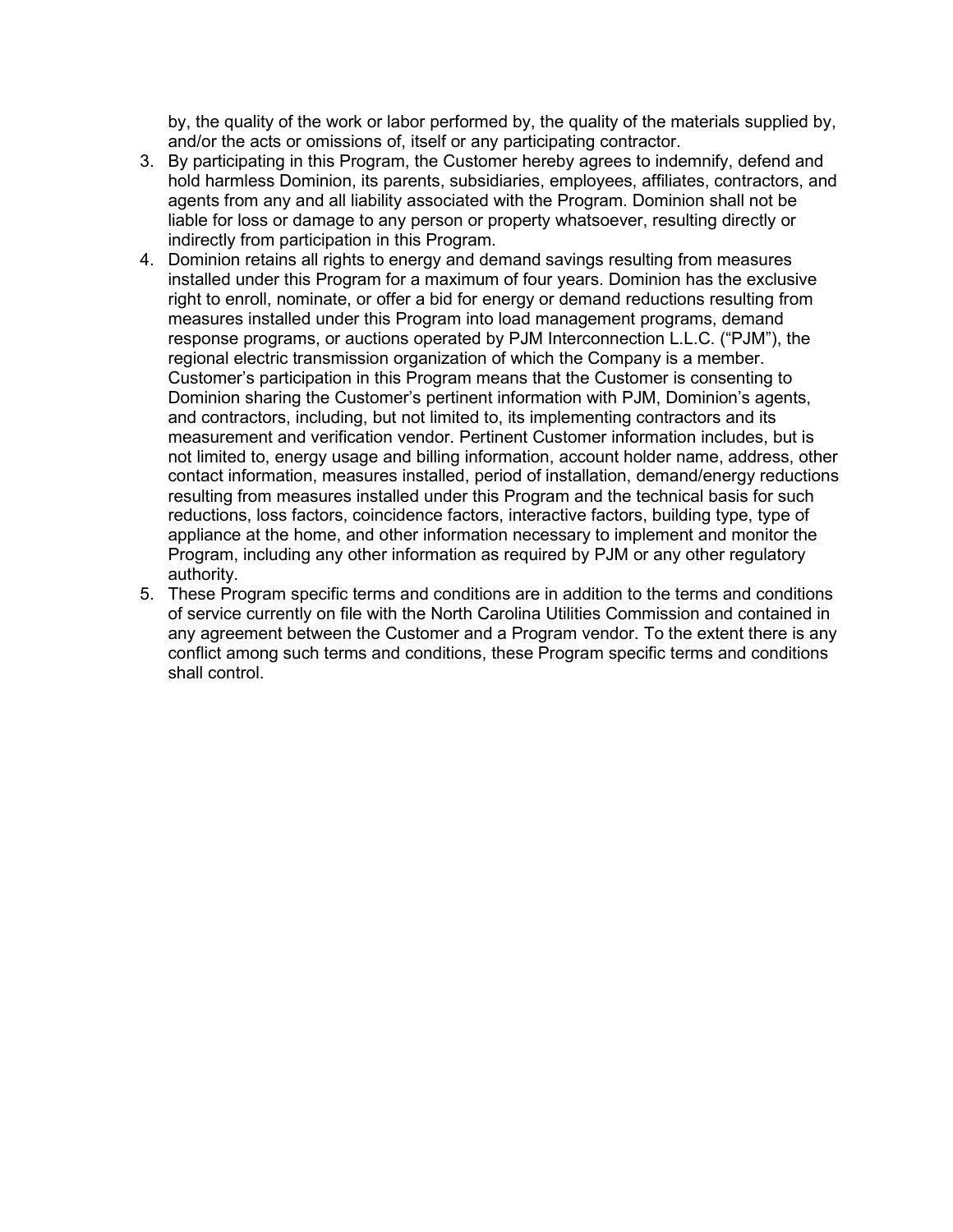by, the quality of the work or labor performed by, the quality of the materials supplied by, and/or the acts or omissions of, itself or any participating contractor.

3. By participating in this Program, the Customer hereby agrees to indemnify, defend and hold harmless Dominion, its parents, subsidiaries, employees, affiliates, contractors, and agents from any and all liability associated with the Program. Dominion shall not be liable for loss or damage to any person or property whatsoever, resulting directly or indirectly from participation in this Program.
4. Dominion retains all rights to energy and demand savings resulting from measures installed under this Program for a maximum of four years. Dominion has the exclusive right to enroll, nominate, or offer a bid for energy or demand reductions resulting from measures installed under this Program into load management programs, demand response programs, or auctions operated by PJM Interconnection L.L.C. ("PJM"), the regional electric transmission organization of which the Company is a member. Customer's participation in this Program means that the Customer is consenting to Dominion sharing the Customer's pertinent information with PJM, Dominion's agents, and contractors, including, but not limited to, its implementing contractors and its measurement and verification vendor. Pertinent Customer information includes, but is not limited to, energy usage and billing information, account holder name, address, other contact information, measures installed, period of installation, demand/energy reductions resulting from measures installed under this Program and the technical basis for such reductions, loss factors, coincidence factors, interactive factors, building type, type of appliance at the home, and other information necessary to implement and monitor the Program, including any other information as required by PJM or any other regulatory authority.
5. These Program specific terms and conditions are in addition to the terms and conditions of service currently on file with the North Carolina Utilities Commission and contained in any agreement between the Customer and a Program vendor. To the extent there is any conflict among such terms and conditions, these Program specific terms and conditions shall control.